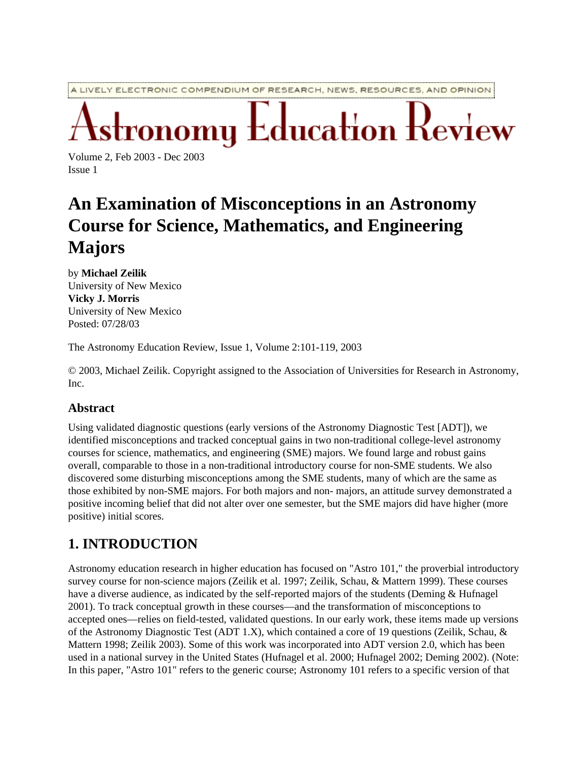A LIVELY ELECTRONIC COMPENDIUM OF RESEARCH, NEWS, RESOURCES, AND OPINION

# Astronomy Education Review

Volume 2, Feb 2003 - Dec 2003
Issue 1

# An Examination of Misconceptions in an Astronomy Course for Science, Mathematics, and Engineering Majors

by **Michael Zeilik**
University of New Mexico
**Vicky J. Morris**
University of New Mexico
Posted: 07/28/03

The Astronomy Education Review, Issue 1, Volume 2:101-119, 2003

© 2003, Michael Zeilik. Copyright assigned to the Association of Universities for Research in Astronomy, Inc.

### Abstract

Using validated diagnostic questions (early versions of the Astronomy Diagnostic Test [ADT]), we identified misconceptions and tracked conceptual gains in two non-traditional college-level astronomy courses for science, mathematics, and engineering (SME) majors. We found large and robust gains overall, comparable to those in a non-traditional introductory course for non-SME students. We also discovered some disturbing misconceptions among the SME students, many of which are the same as those exhibited by non-SME majors. For both majors and non- majors, an attitude survey demonstrated a positive incoming belief that did not alter over one semester, but the SME majors did have higher (more positive) initial scores.

## 1. INTRODUCTION

Astronomy education research in higher education has focused on "Astro 101," the proverbial introductory survey course for non-science majors (Zeilik et al. 1997; Zeilik, Schau, & Mattern 1999). These courses have a diverse audience, as indicated by the self-reported majors of the students (Deming & Hufnagel 2001). To track conceptual growth in these courses—and the transformation of misconceptions to accepted ones—relies on field-tested, validated questions. In our early work, these items made up versions of the Astronomy Diagnostic Test (ADT 1.X), which contained a core of 19 questions (Zeilik, Schau, & Mattern 1998; Zeilik 2003). Some of this work was incorporated into ADT version 2.0, which has been used in a national survey in the United States (Hufnagel et al. 2000; Hufnagel 2002; Deming 2002). (Note: In this paper, "Astro 101" refers to the generic course; Astronomy 101 refers to a specific version of that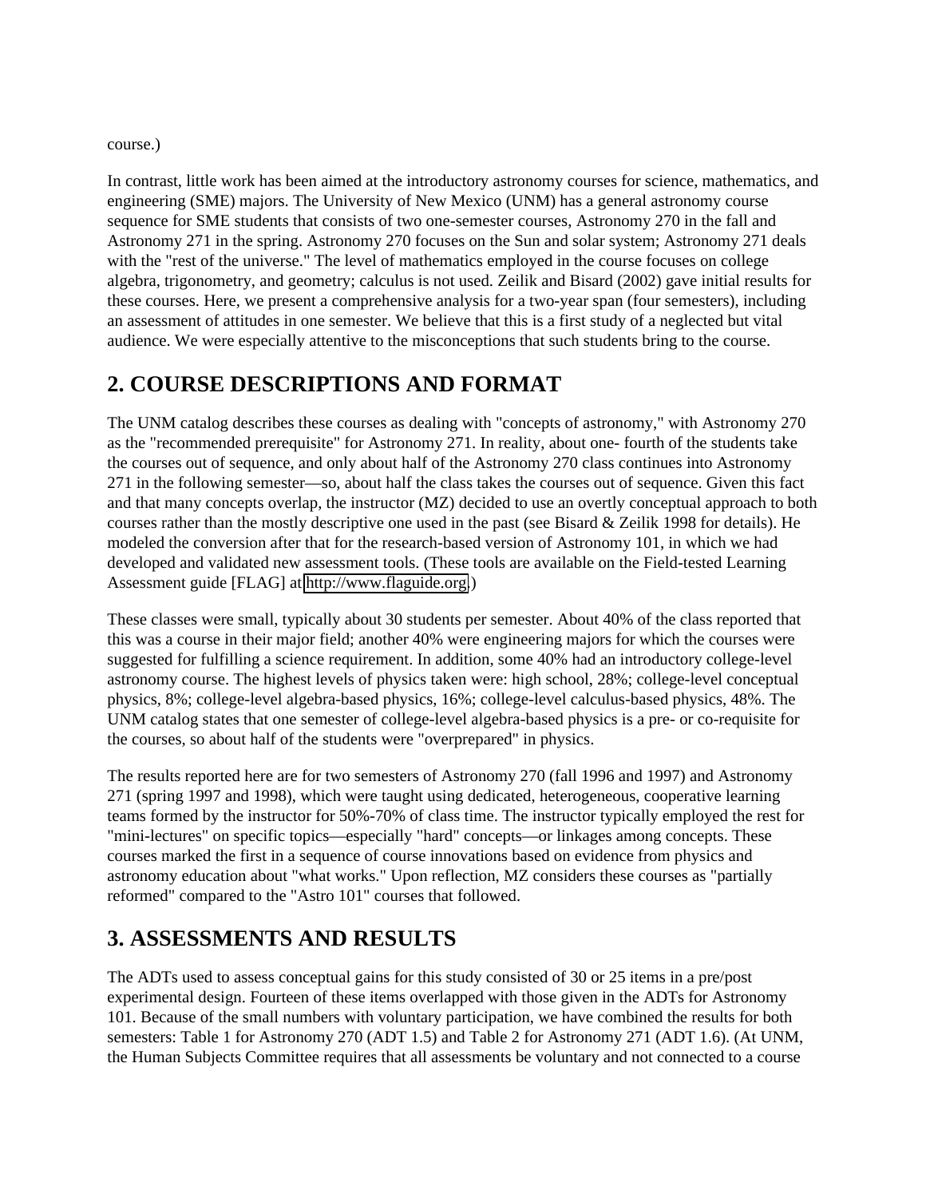course.)

In contrast, little work has been aimed at the introductory astronomy courses for science, mathematics, and engineering (SME) majors. The University of New Mexico (UNM) has a general astronomy course sequence for SME students that consists of two one-semester courses, Astronomy 270 in the fall and Astronomy 271 in the spring. Astronomy 270 focuses on the Sun and solar system; Astronomy 271 deals with the "rest of the universe." The level of mathematics employed in the course focuses on college algebra, trigonometry, and geometry; calculus is not used. Zeilik and Bisard (2002) gave initial results for these courses. Here, we present a comprehensive analysis for a two-year span (four semesters), including an assessment of attitudes in one semester. We believe that this is a first study of a neglected but vital audience. We were especially attentive to the misconceptions that such students bring to the course.

## 2. COURSE DESCRIPTIONS AND FORMAT

The UNM catalog describes these courses as dealing with "concepts of astronomy," with Astronomy 270 as the "recommended prerequisite" for Astronomy 271. In reality, about one- fourth of the students take the courses out of sequence, and only about half of the Astronomy 270 class continues into Astronomy 271 in the following semester—so, about half the class takes the courses out of sequence. Given this fact and that many concepts overlap, the instructor (MZ) decided to use an overtly conceptual approach to both courses rather than the mostly descriptive one used in the past (see Bisard & Zeilik 1998 for details). He modeled the conversion after that for the research-based version of Astronomy 101, in which we had developed and validated new assessment tools. (These tools are available on the Field-tested Learning Assessment guide [FLAG] at http://www.flaguide.org.)

These classes were small, typically about 30 students per semester. About 40% of the class reported that this was a course in their major field; another 40% were engineering majors for which the courses were suggested for fulfilling a science requirement. In addition, some 40% had an introductory college-level astronomy course. The highest levels of physics taken were: high school, 28%; college-level conceptual physics, 8%; college-level algebra-based physics, 16%; college-level calculus-based physics, 48%. The UNM catalog states that one semester of college-level algebra-based physics is a pre- or co-requisite for the courses, so about half of the students were "overprepared" in physics.

The results reported here are for two semesters of Astronomy 270 (fall 1996 and 1997) and Astronomy 271 (spring 1997 and 1998), which were taught using dedicated, heterogeneous, cooperative learning teams formed by the instructor for 50%-70% of class time. The instructor typically employed the rest for "mini-lectures" on specific topics—especially "hard" concepts—or linkages among concepts. These courses marked the first in a sequence of course innovations based on evidence from physics and astronomy education about "what works." Upon reflection, MZ considers these courses as "partially reformed" compared to the "Astro 101" courses that followed.

## 3. ASSESSMENTS AND RESULTS

The ADTs used to assess conceptual gains for this study consisted of 30 or 25 items in a pre/post experimental design. Fourteen of these items overlapped with those given in the ADTs for Astronomy 101. Because of the small numbers with voluntary participation, we have combined the results for both semesters: Table 1 for Astronomy 270 (ADT 1.5) and Table 2 for Astronomy 271 (ADT 1.6). (At UNM, the Human Subjects Committee requires that all assessments be voluntary and not connected to a course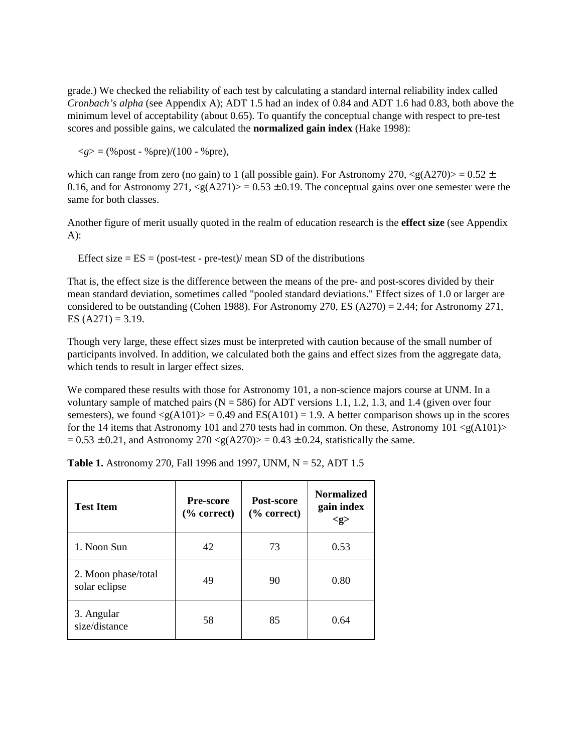grade.) We checked the reliability of each test by calculating a standard internal reliability index called *Cronbach's alpha* (see Appendix A); ADT 1.5 had an index of 0.84 and ADT 1.6 had 0.83, both above the minimum level of acceptability (about 0.65). To quantify the conceptual change with respect to pre-test scores and possible gains, we calculated the **normalized gain index** (Hake 1998):

$$\langle g \rangle = (\%post - \%pre)/(100 - \%pre),$$

which can range from zero (no gain) to 1 (all possible gain). For Astronomy 270, $\langle g(A270) \rangle = 0.52 \pm 0.16$, and for Astronomy 271, $\langle g(A271) \rangle = 0.53 \pm 0.19$. The conceptual gains over one semester were the same for both classes.

Another figure of merit usually quoted in the realm of education research is the **effect size** (see Appendix A):

Effect size = ES = (post-test - pre-test)/ mean SD of the distributions

That is, the effect size is the difference between the means of the pre- and post-scores divided by their mean standard deviation, sometimes called "pooled standard deviations." Effect sizes of 1.0 or larger are considered to be outstanding (Cohen 1988). For Astronomy 270, ES (A270) = 2.44; for Astronomy 271, ES (A271) = 3.19.

Though very large, these effect sizes must be interpreted with caution because of the small number of participants involved. In addition, we calculated both the gains and effect sizes from the aggregate data, which tends to result in larger effect sizes.

We compared these results with those for Astronomy 101, a non-science majors course at UNM. In a voluntary sample of matched pairs (N = 586) for ADT versions 1.1, 1.2, 1.3, and 1.4 (given over four semesters), we found $\langle g(A101) \rangle = 0.49$ and ES(A101) = 1.9. A better comparison shows up in the scores for the 14 items that Astronomy 101 and 270 tests had in common. On these, Astronomy 101 $\langle g(A101) \rangle = 0.53 \pm 0.21$, and Astronomy 270 $\langle g(A270) \rangle = 0.43 \pm 0.24$, statistically the same.

**Table 1.** Astronomy 270, Fall 1996 and 1997, UNM, N = 52, ADT 1.5

| Test Item | Pre-score (% correct) | Post-score (% correct) | Normalized gain index <g> |
|---|---|---|---|
| 1. Noon Sun | 42 | 73 | 0.53 |
| 2. Moon phase/total solar eclipse | 49 | 90 | 0.80 |
| 3. Angular size/distance | 58 | 85 | 0.64 |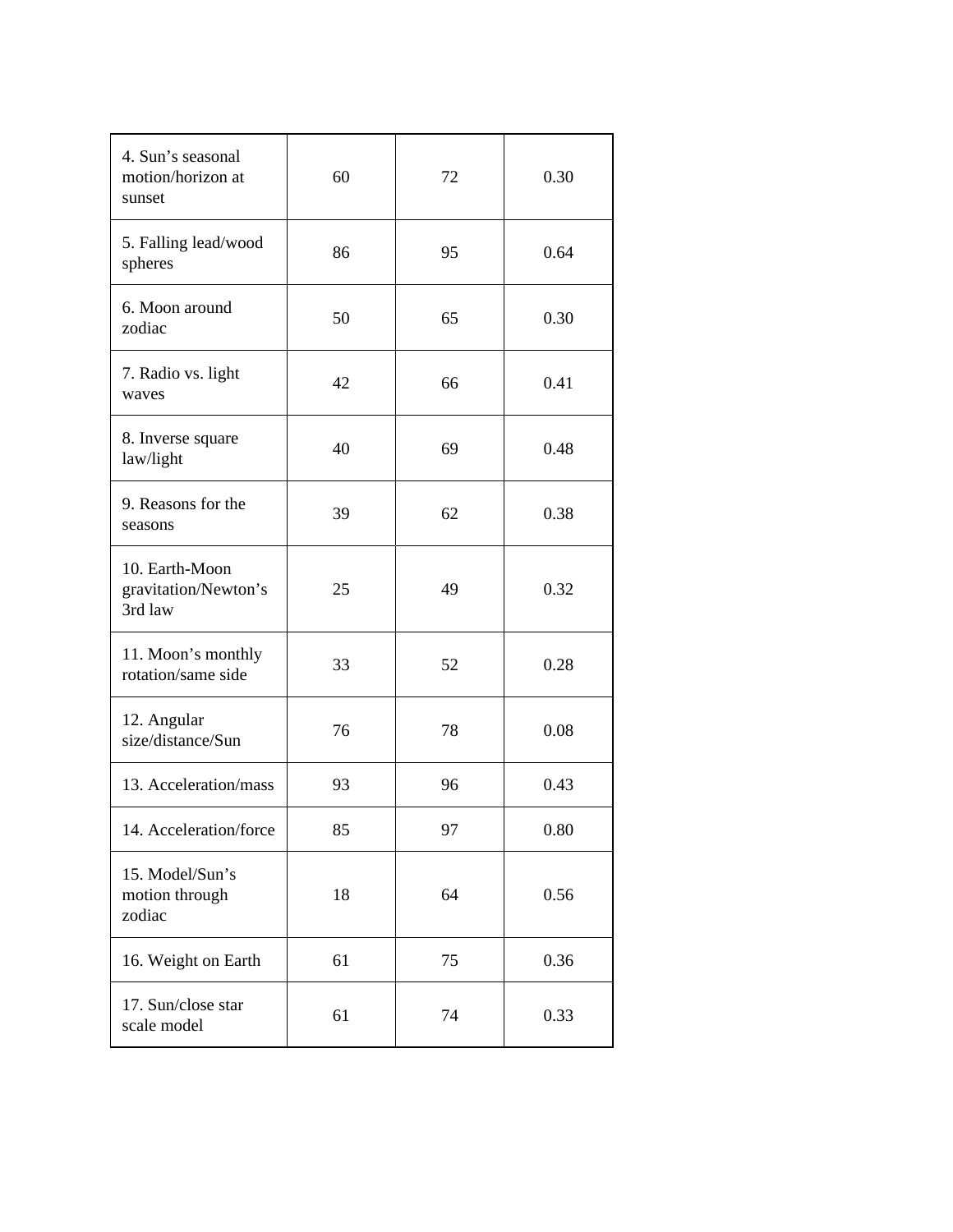| | | | |
|---|---|---|---|
| 4. Sun's seasonal motion/horizon at sunset | 60 | 72 | 0.30 |
| 5. Falling lead/wood spheres | 86 | 95 | 0.64 |
| 6. Moon around zodiac | 50 | 65 | 0.30 |
| 7. Radio vs. light waves | 42 | 66 | 0.41 |
| 8. Inverse square law/light | 40 | 69 | 0.48 |
| 9. Reasons for the seasons | 39 | 62 | 0.38 |
| 10. Earth-Moon gravitation/Newton's 3rd law | 25 | 49 | 0.32 |
| 11. Moon's monthly rotation/same side | 33 | 52 | 0.28 |
| 12. Angular size/distance/Sun | 76 | 78 | 0.08 |
| 13. Acceleration/mass | 93 | 96 | 0.43 |
| 14. Acceleration/force | 85 | 97 | 0.80 |
| 15. Model/Sun's motion through zodiac | 18 | 64 | 0.56 |
| 16. Weight on Earth | 61 | 75 | 0.36 |
| 17. Sun/close star scale model | 61 | 74 | 0.33 |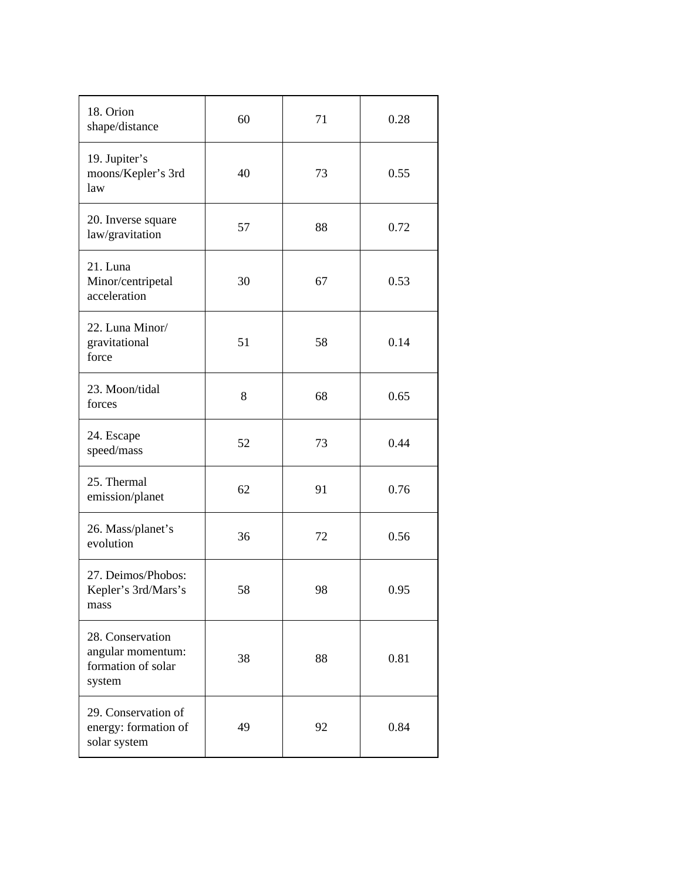| | | | |
|---|---|---|---|
| 18. Orion shape/distance | 60 | 71 | 0.28 |
| 19. Jupiter's moons/Kepler's 3rd law | 40 | 73 | 0.55 |
| 20. Inverse square law/gravitation | 57 | 88 | 0.72 |
| 21. Luna Minor/centripetal acceleration | 30 | 67 | 0.53 |
| 22. Luna Minor/ gravitational force | 51 | 58 | 0.14 |
| 23. Moon/tidal forces | 8 | 68 | 0.65 |
| 24. Escape speed/mass | 52 | 73 | 0.44 |
| 25. Thermal emission/planet | 62 | 91 | 0.76 |
| 26. Mass/planet's evolution | 36 | 72 | 0.56 |
| 27. Deimos/Phobos: Kepler's 3rd/Mars's mass | 58 | 98 | 0.95 |
| 28. Conservation angular momentum: formation of solar system | 38 | 88 | 0.81 |
| 29. Conservation of energy: formation of solar system | 49 | 92 | 0.84 |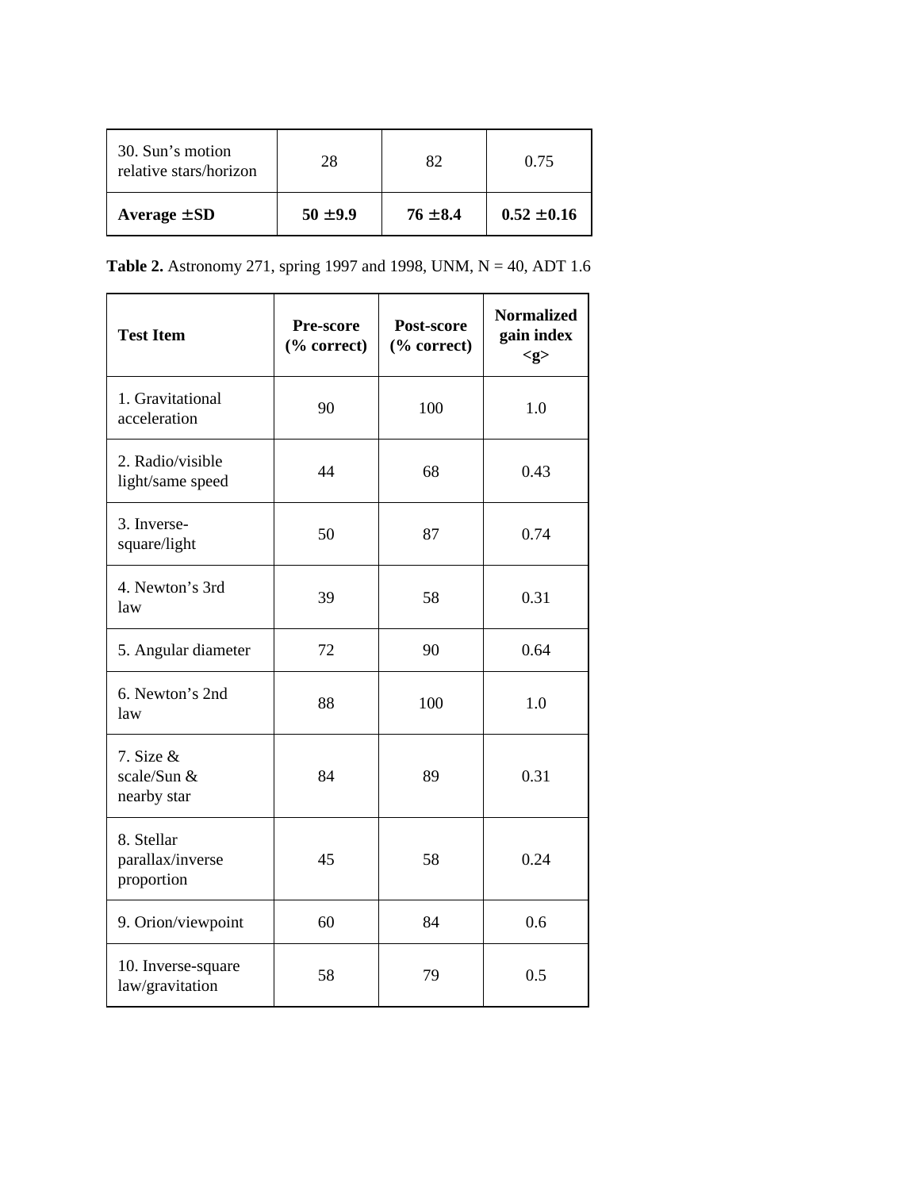| 30. Sun's motion relative stars/horizon | 28 | 82 | 0.75 |
|---|---|---|---|
| **Average ±SD** | **50 ±9.9** | **76 ±8.4** | **0.52 ±0.16** |

**Table 2.** Astronomy 271, spring 1997 and 1998, UNM, N = 40, ADT 1.6

| **Test Item** | **Pre-score (% correct)** | **Post-score (% correct)** | **Normalized gain index <g>** |
|---|---|---|---|
| 1. Gravitational acceleration | 90 | 100 | 1.0 |
| 2. Radio/visible light/same speed | 44 | 68 | 0.43 |
| 3. Inverse-square/light | 50 | 87 | 0.74 |
| 4. Newton's 3rd law | 39 | 58 | 0.31 |
| 5. Angular diameter | 72 | 90 | 0.64 |
| 6. Newton's 2nd law | 88 | 100 | 1.0 |
| 7. Size & scale/Sun & nearby star | 84 | 89 | 0.31 |
| 8. Stellar parallax/inverse proportion | 45 | 58 | 0.24 |
| 9. Orion/viewpoint | 60 | 84 | 0.6 |
| 10. Inverse-square law/gravitation | 58 | 79 | 0.5 |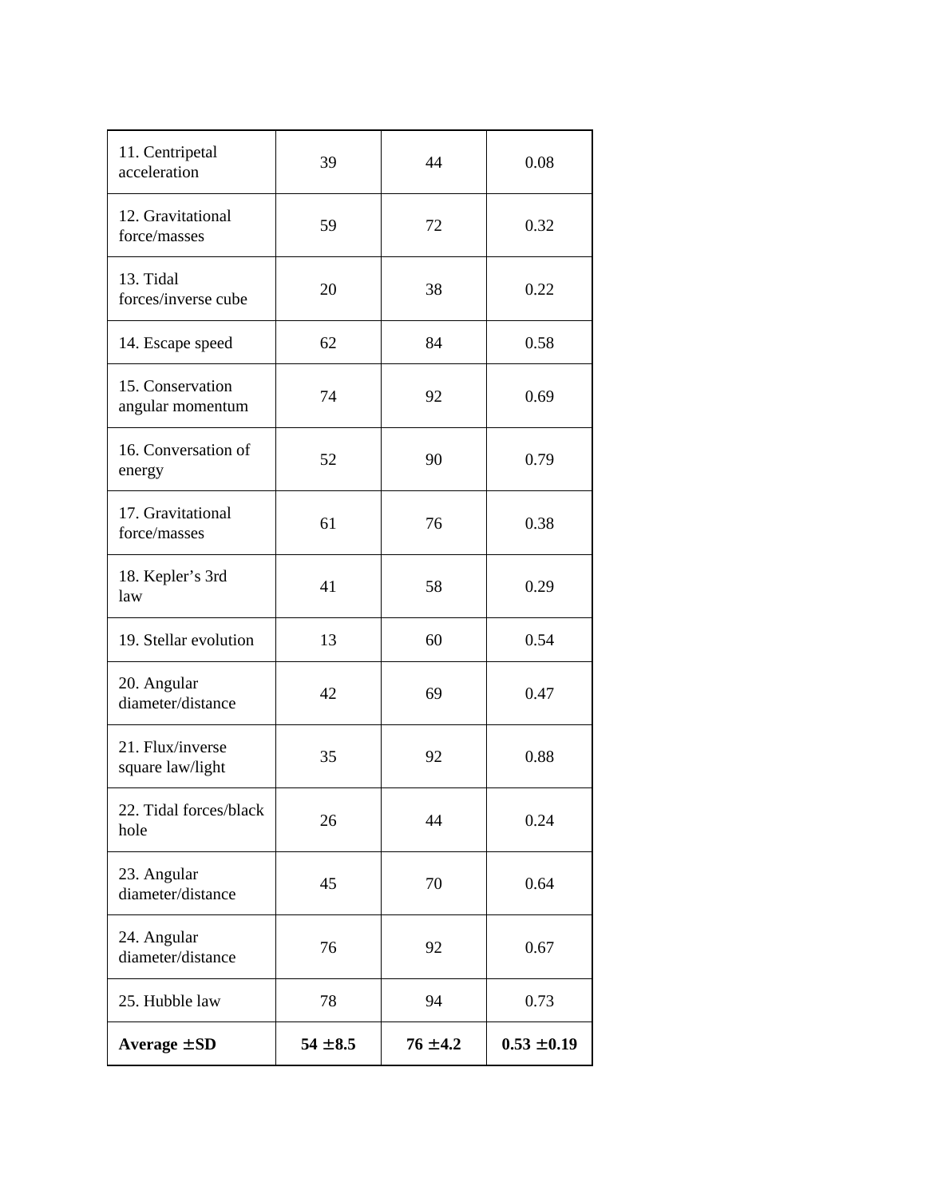| | | | |
|---|---|---|---|
| 11. Centripetal acceleration | 39 | 44 | 0.08 |
| 12. Gravitational force/masses | 59 | 72 | 0.32 |
| 13. Tidal forces/inverse cube | 20 | 38 | 0.22 |
| 14. Escape speed | 62 | 84 | 0.58 |
| 15. Conservation angular momentum | 74 | 92 | 0.69 |
| 16. Conversation of energy | 52 | 90 | 0.79 |
| 17. Gravitational force/masses | 61 | 76 | 0.38 |
| 18. Kepler’s 3rd law | 41 | 58 | 0.29 |
| 19. Stellar evolution | 13 | 60 | 0.54 |
| 20. Angular diameter/distance | 42 | 69 | 0.47 |
| 21. Flux/inverse square law/light | 35 | 92 | 0.88 |
| 22. Tidal forces/black hole | 26 | 44 | 0.24 |
| 23. Angular diameter/distance | 45 | 70 | 0.64 |
| 24. Angular diameter/distance | 76 | 92 | 0.67 |
| 25. Hubble law | 78 | 94 | 0.73 |
| **Average $\pm$SD** | **54 $\pm$8.5** | **76 $\pm$4.2** | **0.53 $\pm$0.19** |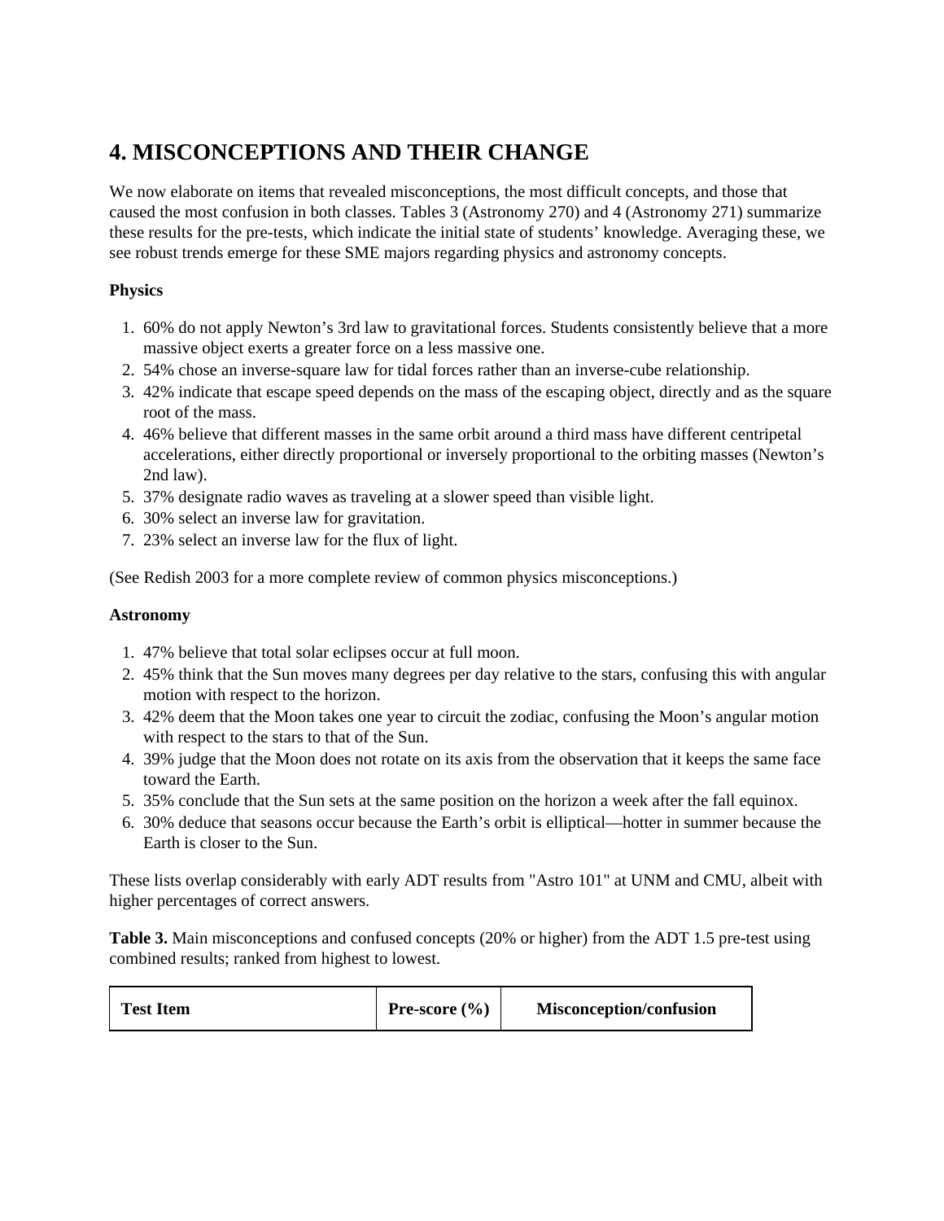## 4. MISCONCEPTIONS AND THEIR CHANGE

We now elaborate on items that revealed misconceptions, the most difficult concepts, and those that caused the most confusion in both classes. Tables 3 (Astronomy 270) and 4 (Astronomy 271) summarize these results for the pre-tests, which indicate the initial state of students' knowledge. Averaging these, we see robust trends emerge for these SME majors regarding physics and astronomy concepts.

**Physics**

1. 60% do not apply Newton's 3rd law to gravitational forces. Students consistently believe that a more massive object exerts a greater force on a less massive one.
2. 54% chose an inverse-square law for tidal forces rather than an inverse-cube relationship.
3. 42% indicate that escape speed depends on the mass of the escaping object, directly and as the square root of the mass.
4. 46% believe that different masses in the same orbit around a third mass have different centripetal accelerations, either directly proportional or inversely proportional to the orbiting masses (Newton's 2nd law).
5. 37% designate radio waves as traveling at a slower speed than visible light.
6. 30% select an inverse law for gravitation.
7. 23% select an inverse law for the flux of light.

(See Redish 2003 for a more complete review of common physics misconceptions.)

**Astronomy**

1. 47% believe that total solar eclipses occur at full moon.
2. 45% think that the Sun moves many degrees per day relative to the stars, confusing this with angular motion with respect to the horizon.
3. 42% deem that the Moon takes one year to circuit the zodiac, confusing the Moon's angular motion with respect to the stars to that of the Sun.
4. 39% judge that the Moon does not rotate on its axis from the observation that it keeps the same face toward the Earth.
5. 35% conclude that the Sun sets at the same position on the horizon a week after the fall equinox.
6. 30% deduce that seasons occur because the Earth's orbit is elliptical—hotter in summer because the Earth is closer to the Sun.

These lists overlap considerably with early ADT results from "Astro 101" at UNM and CMU, albeit with higher percentages of correct answers.

**Table 3.** Main misconceptions and confused concepts (20% or higher) from the ADT 1.5 pre-test using combined results; ranked from highest to lowest.

| Test Item | Pre-score (%) | Misconception/confusion |
|---|---|---|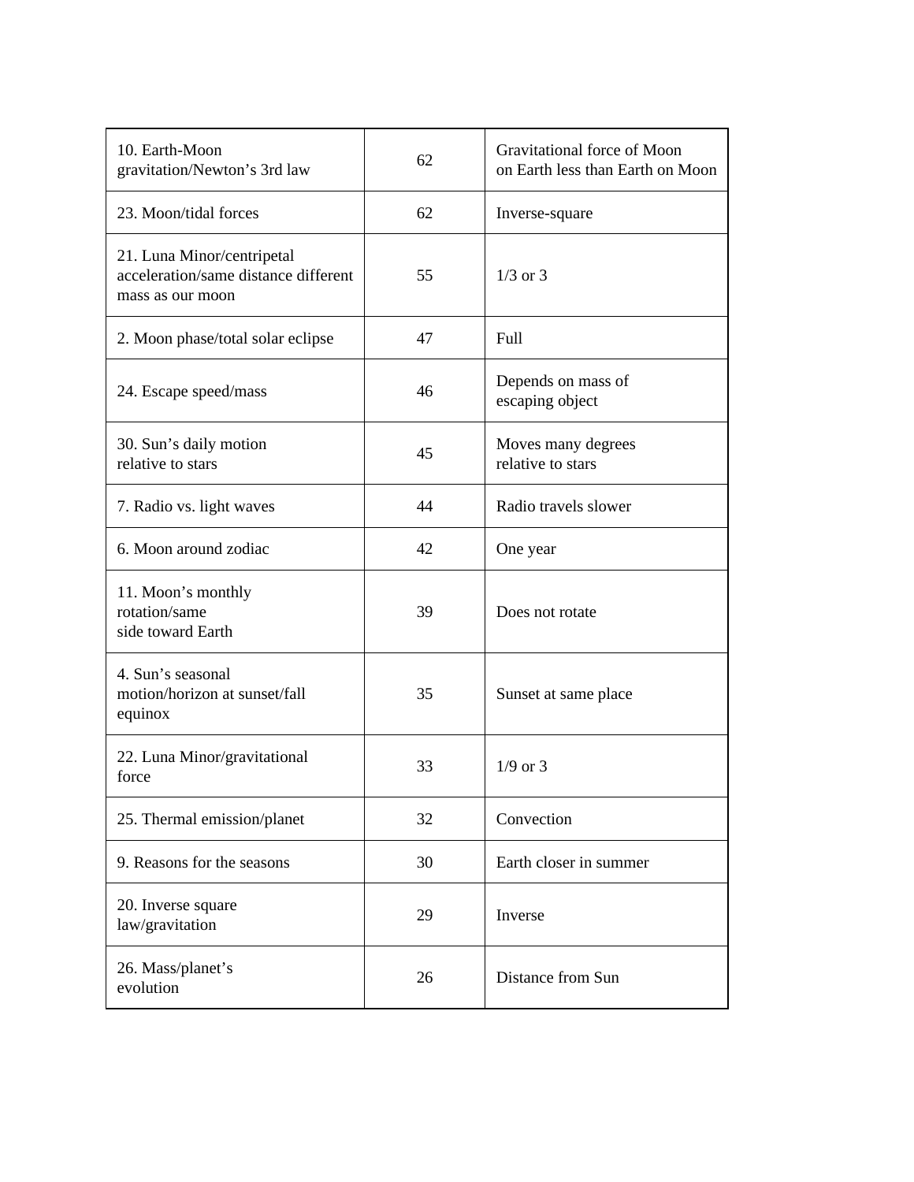| | | |
|---|---|---|
| 10. Earth-Moon gravitation/Newton's 3rd law | 62 | Gravitational force of Moon on Earth less than Earth on Moon |
| 23. Moon/tidal forces | 62 | Inverse-square |
| 21. Luna Minor/centripetal acceleration/same distance different mass as our moon | 55 | 1/3 or 3 |
| 2. Moon phase/total solar eclipse | 47 | Full |
| 24. Escape speed/mass | 46 | Depends on mass of escaping object |
| 30. Sun's daily motion relative to stars | 45 | Moves many degrees relative to stars |
| 7. Radio vs. light waves | 44 | Radio travels slower |
| 6. Moon around zodiac | 42 | One year |
| 11. Moon's monthly rotation/same side toward Earth | 39 | Does not rotate |
| 4. Sun's seasonal motion/horizon at sunset/fall equinox | 35 | Sunset at same place |
| 22. Luna Minor/gravitational force | 33 | 1/9 or 3 |
| 25. Thermal emission/planet | 32 | Convection |
| 9. Reasons for the seasons | 30 | Earth closer in summer |
| 20. Inverse square law/gravitation | 29 | Inverse |
| 26. Mass/planet's evolution | 26 | Distance from Sun |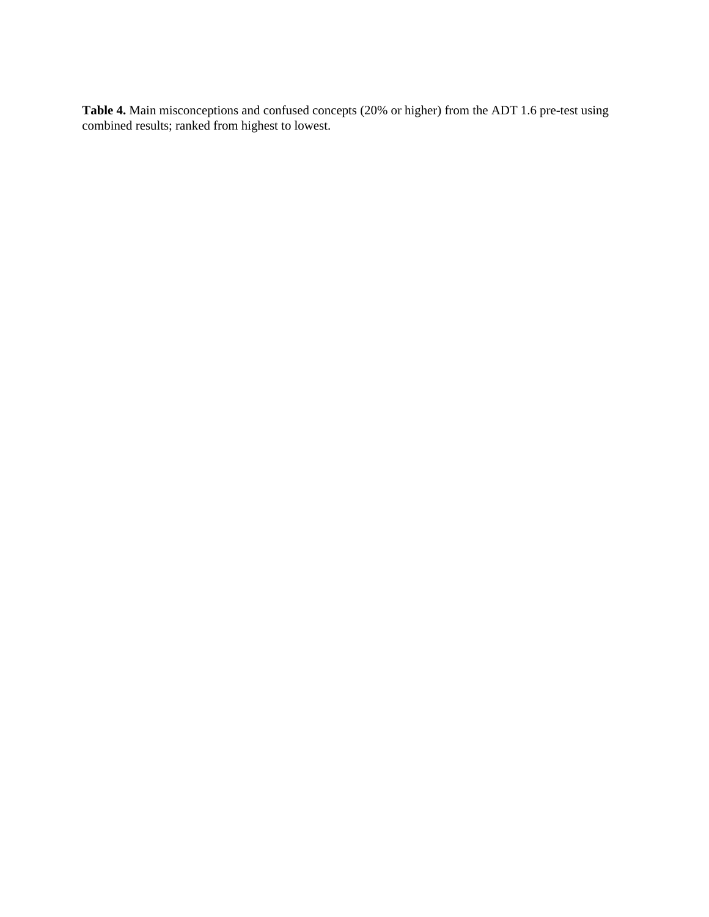**Table 4.** Main misconceptions and confused concepts (20% or higher) from the ADT 1.6 pre-test using combined results; ranked from highest to lowest.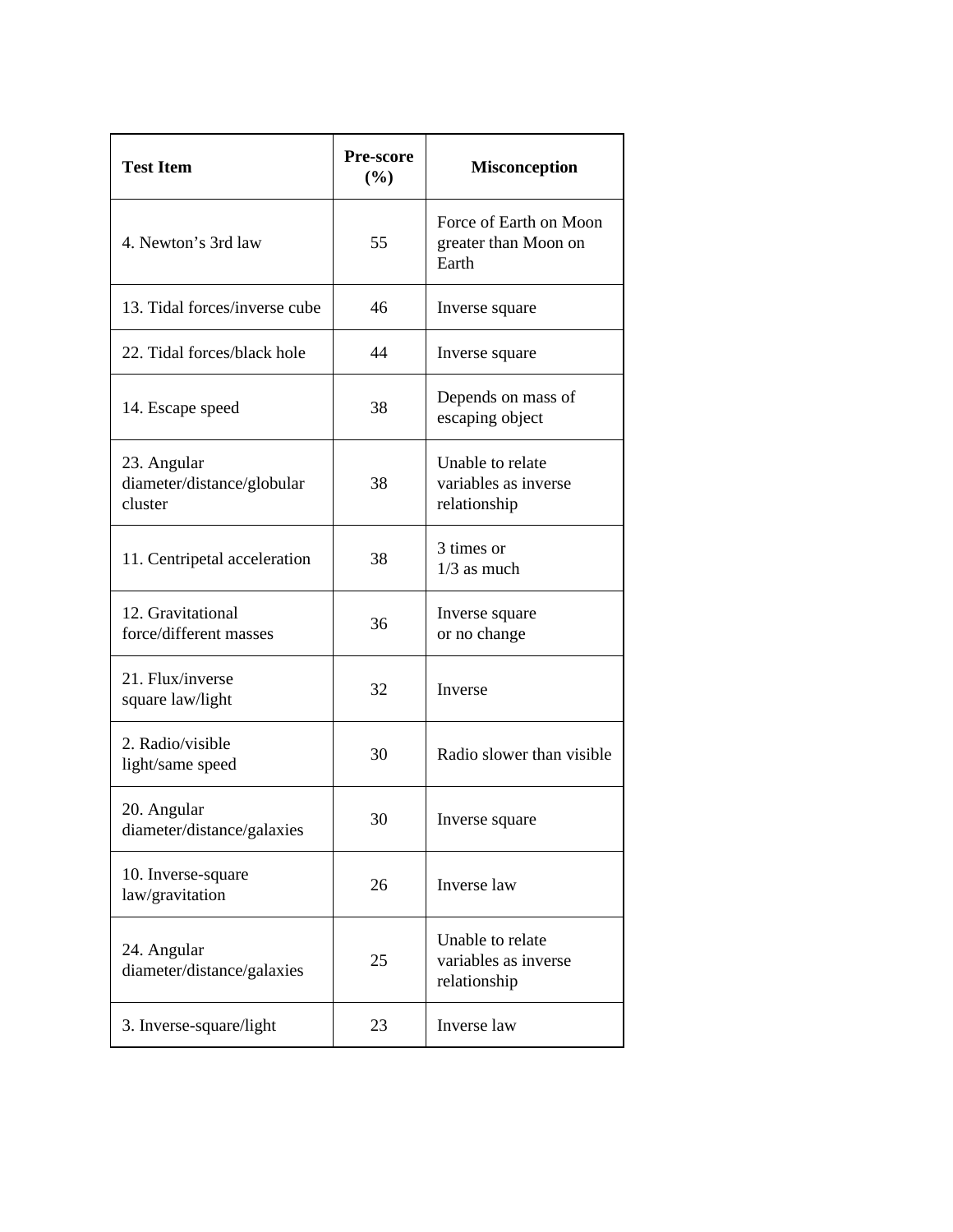| **Test Item** | **Pre-score (%)** | **Misconception** |
|---|---|---|
| 4. Newton’s 3rd law | 55 | Force of Earth on Moon greater than Moon on Earth |
| 13. Tidal forces/inverse cube | 46 | Inverse square |
| 22. Tidal forces/black hole | 44 | Inverse square |
| 14. Escape speed | 38 | Depends on mass of escaping object |
| 23. Angular diameter/distance/globular cluster | 38 | Unable to relate variables as inverse relationship |
| 11. Centripetal acceleration | 38 | 3 times or 1/3 as much |
| 12. Gravitational force/different masses | 36 | Inverse square or no change |
| 21. Flux/inverse square law/light | 32 | Inverse |
| 2. Radio/visible light/same speed | 30 | Radio slower than visible |
| 20. Angular diameter/distance/galaxies | 30 | Inverse square |
| 10. Inverse-square law/gravitation | 26 | Inverse law |
| 24. Angular diameter/distance/galaxies | 25 | Unable to relate variables as inverse relationship |
| 3. Inverse-square/light | 23 | Inverse law |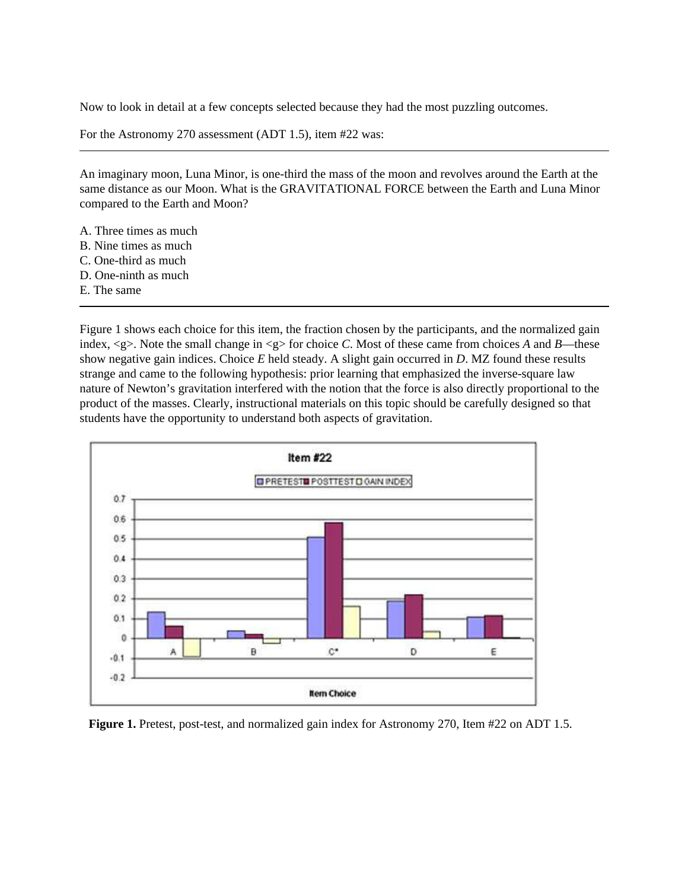Now to look in detail at a few concepts selected because they had the most puzzling outcomes.

For the Astronomy 270 assessment (ADT 1.5), item #22 was:

---

An imaginary moon, Luna Minor, is one-third the mass of the moon and revolves around the Earth at the same distance as our Moon. What is the GRAVITATIONAL FORCE between the Earth and Luna Minor compared to the Earth and Moon?

A. Three times as much
B. Nine times as much
C. One-third as much
D. One-ninth as much
E. The same

---

Figure 1 shows each choice for this item, the fraction chosen by the participants, and the normalized gain index, <g>. Note the small change in <g> for choice *C*. Most of these came from choices *A* and *B*—these show negative gain indices. Choice *E* held steady. A slight gain occurred in *D*. MZ found these results strange and came to the following hypothesis: prior learning that emphasized the inverse-square law nature of Newton's gravitation interfered with the notion that the force is also directly proportional to the product of the masses. Clearly, instructional materials on this topic should be carefully designed so that students have the opportunity to understand both aspects of gravitation.

**Figure 1.** Pretest, post-test, and normalized gain index for Astronomy 270, Item #22 on ADT 1.5.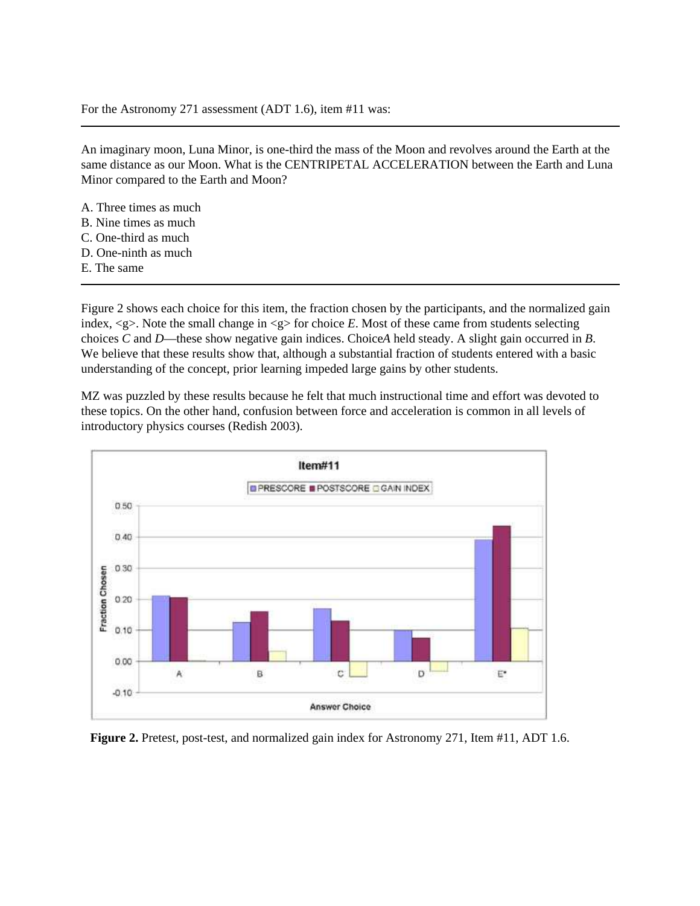For the Astronomy 271 assessment (ADT 1.6), item #11 was:

---

An imaginary moon, Luna Minor, is one-third the mass of the Moon and revolves around the Earth at the same distance as our Moon. What is the CENTRIPETAL ACCELERATION between the Earth and Luna Minor compared to the Earth and Moon?

A. Three times as much
B. Nine times as much
C. One-third as much
D. One-ninth as much
E. The same

---

Figure 2 shows each choice for this item, the fraction chosen by the participants, and the normalized gain index, <g>. Note the small change in <g> for choice *E*. Most of these came from students selecting choices *C* and *D*—these show negative gain indices. Choice*A* held steady. A slight gain occurred in *B*. We believe that these results show that, although a substantial fraction of students entered with a basic understanding of the concept, prior learning impeded large gains by other students.

MZ was puzzled by these results because he felt that much instructional time and effort was devoted to these topics. On the other hand, confusion between force and acceleration is common in all levels of introductory physics courses (Redish 2003).

**Figure 2.** Pretest, post-test, and normalized gain index for Astronomy 271, Item #11, ADT 1.6.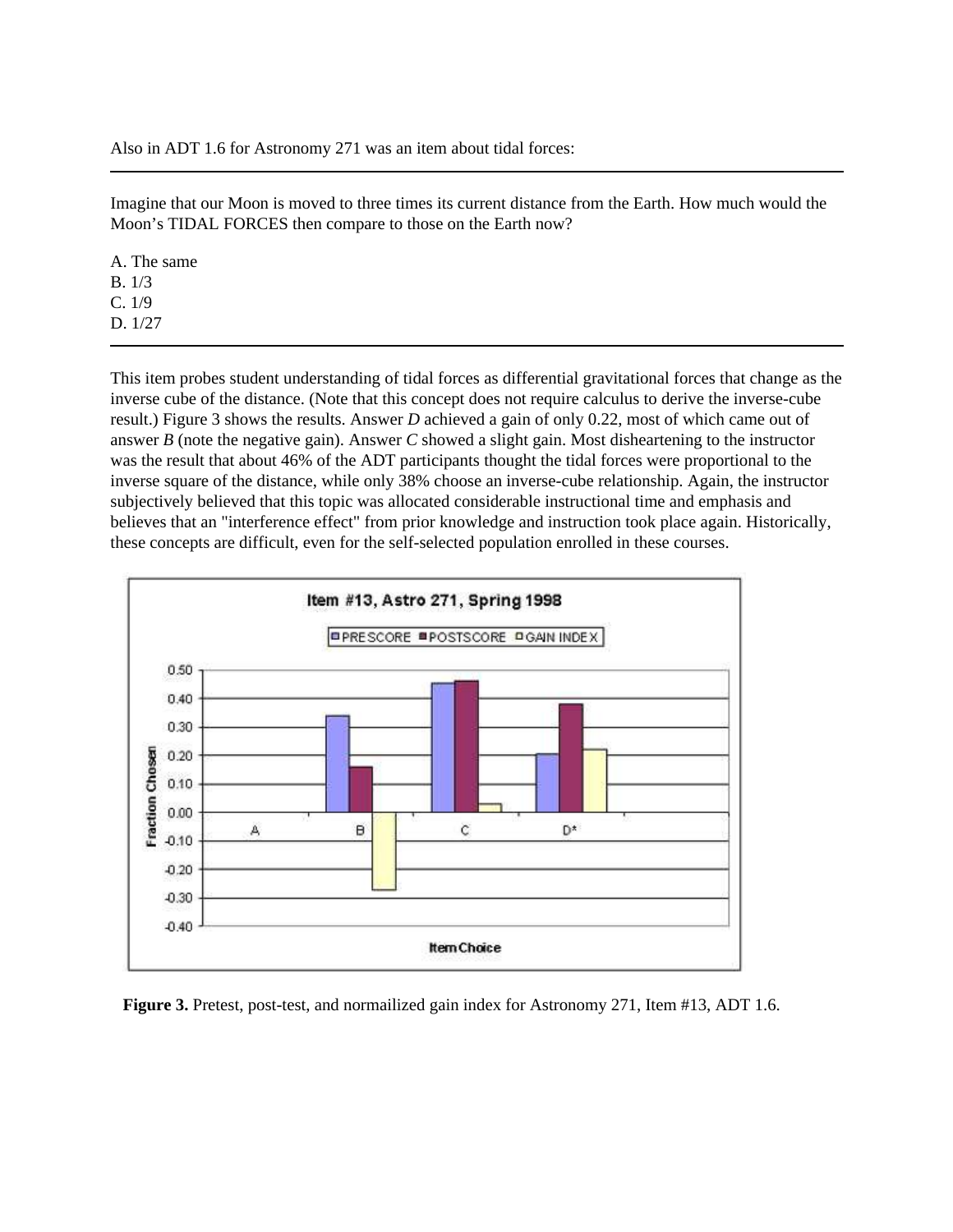Also in ADT 1.6 for Astronomy 271 was an item about tidal forces:

---

Imagine that our Moon is moved to three times its current distance from the Earth. How much would the Moon's TIDAL FORCES then compare to those on the Earth now?

A. The same  
B. 1/3  
C. 1/9  
D. 1/27

---

This item probes student understanding of tidal forces as differential gravitational forces that change as the inverse cube of the distance. (Note that this concept does not require calculus to derive the inverse-cube result.) Figure 3 shows the results. Answer *D* achieved a gain of only 0.22, most of which came out of answer *B* (note the negative gain). Answer *C* showed a slight gain. Most disheartening to the instructor was the result that about 46% of the ADT participants thought the tidal forces were proportional to the inverse square of the distance, while only 38% choose an inverse-cube relationship. Again, the instructor subjectively believed that this topic was allocated considerable instructional time and emphasis and believes that an "interference effect" from prior knowledge and instruction took place again. Historically, these concepts are difficult, even for the self-selected population enrolled in these courses.

**Figure 3.** Pretest, post-test, and normailized gain index for Astronomy 271, Item #13, ADT 1.6.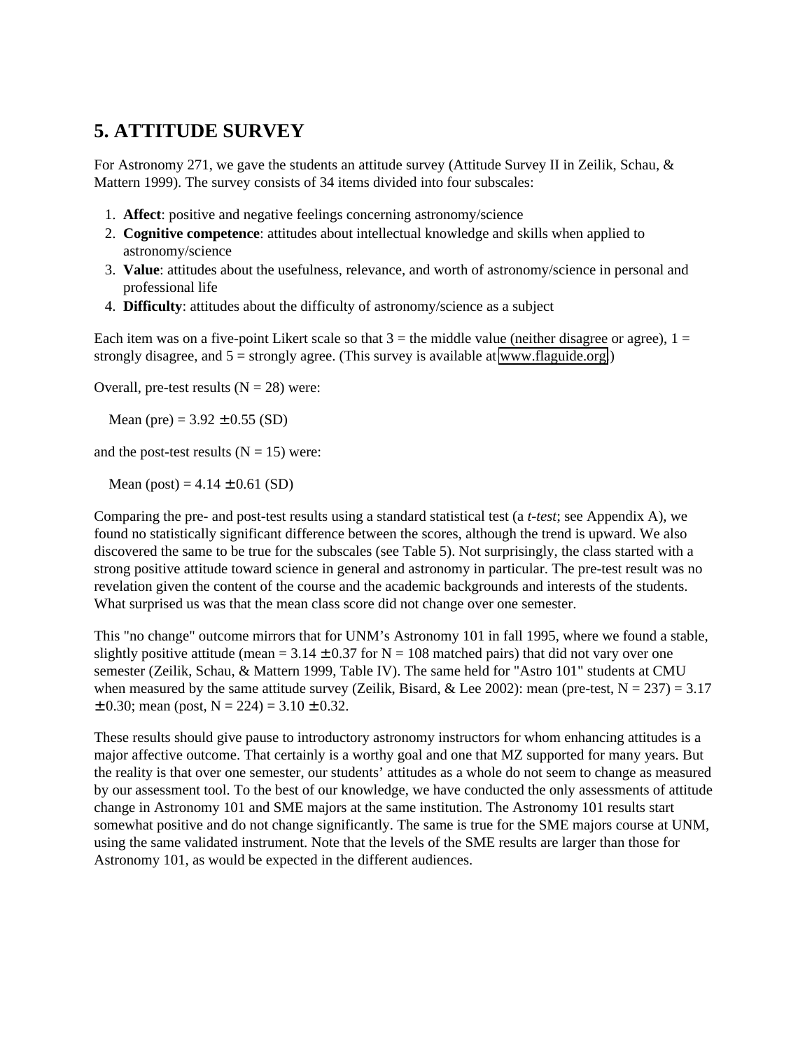## 5. ATTITUDE SURVEY

For Astronomy 271, we gave the students an attitude survey (Attitude Survey II in Zeilik, Schau, & Mattern 1999). The survey consists of 34 items divided into four subscales:

1. **Affect**: positive and negative feelings concerning astronomy/science
2. **Cognitive competence**: attitudes about intellectual knowledge and skills when applied to astronomy/science
3. **Value**: attitudes about the usefulness, relevance, and worth of astronomy/science in personal and professional life
4. **Difficulty**: attitudes about the difficulty of astronomy/science as a subject

Each item was on a five-point Likert scale so that 3 = the middle value (neither disagree or agree), 1 = strongly disagree, and 5 = strongly agree. (This survey is available at www.flaguide.org.)

Overall, pre-test results (N = 28) were:

Mean (pre) = 3.92 ± 0.55 (SD)

and the post-test results (N = 15) were:

Mean (post) = 4.14 ± 0.61 (SD)

Comparing the pre- and post-test results using a standard statistical test (a *t-test*; see Appendix A), we found no statistically significant difference between the scores, although the trend is upward. We also discovered the same to be true for the subscales (see Table 5). Not surprisingly, the class started with a strong positive attitude toward science in general and astronomy in particular. The pre-test result was no revelation given the content of the course and the academic backgrounds and interests of the students. What surprised us was that the mean class score did not change over one semester.

This "no change" outcome mirrors that for UNM's Astronomy 101 in fall 1995, where we found a stable, slightly positive attitude (mean = 3.14 ± 0.37 for N = 108 matched pairs) that did not vary over one semester (Zeilik, Schau, & Mattern 1999, Table IV). The same held for "Astro 101" students at CMU when measured by the same attitude survey (Zeilik, Bisard, & Lee 2002): mean (pre-test, N = 237) = 3.17 ± 0.30; mean (post, N = 224) = 3.10 ± 0.32.

These results should give pause to introductory astronomy instructors for whom enhancing attitudes is a major affective outcome. That certainly is a worthy goal and one that MZ supported for many years. But the reality is that over one semester, our students' attitudes as a whole do not seem to change as measured by our assessment tool. To the best of our knowledge, we have conducted the only assessments of attitude change in Astronomy 101 and SME majors at the same institution. The Astronomy 101 results start somewhat positive and do not change significantly. The same is true for the SME majors course at UNM, using the same validated instrument. Note that the levels of the SME results are larger than those for Astronomy 101, as would be expected in the different audiences.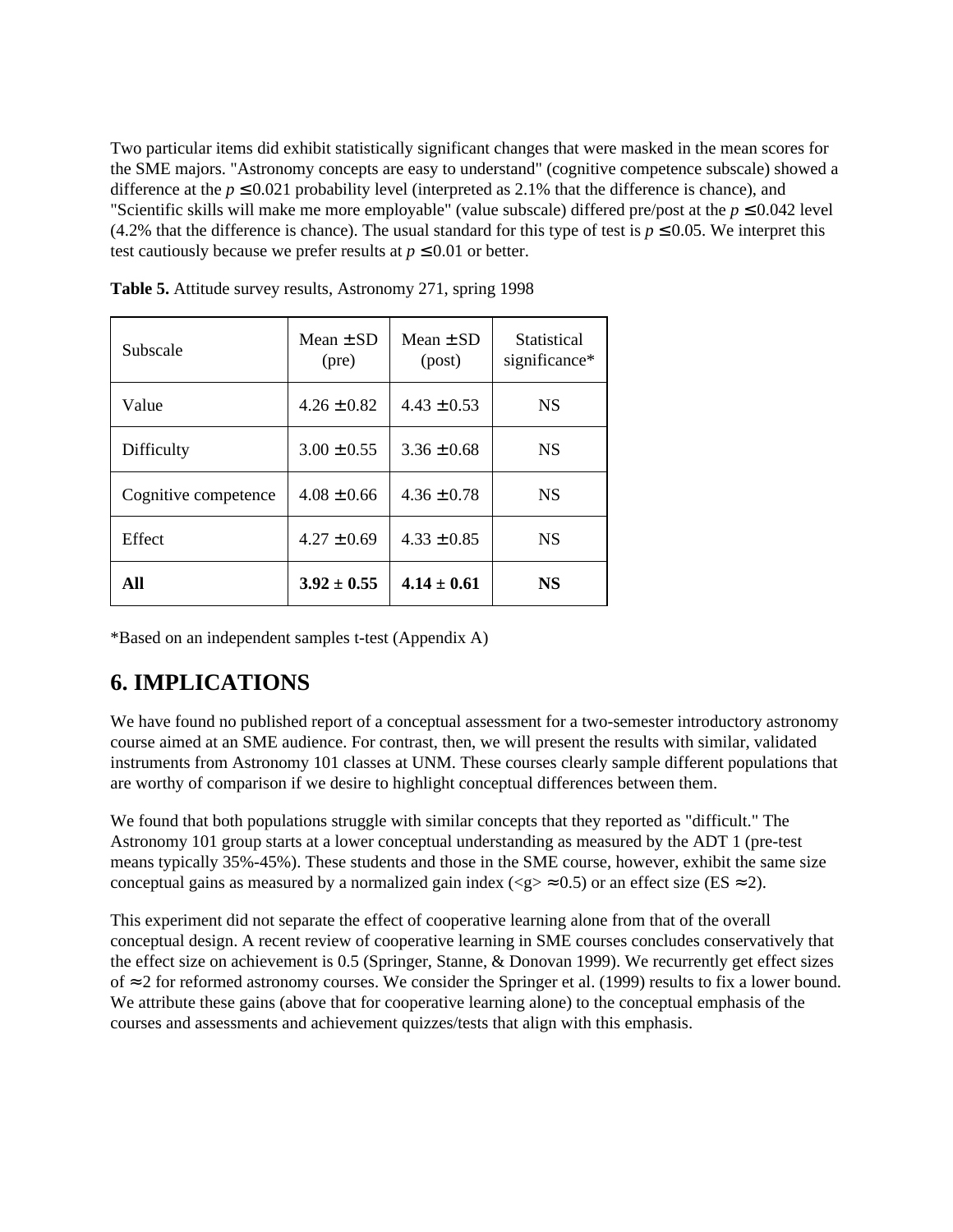Two particular items did exhibit statistically significant changes that were masked in the mean scores for the SME majors. "Astronomy concepts are easy to understand" (cognitive competence subscale) showed a difference at the $p \leq 0.021$ probability level (interpreted as 2.1% that the difference is chance), and "Scientific skills will make me more employable" (value subscale) differed pre/post at the $p \leq 0.042$ level (4.2% that the difference is chance). The usual standard for this type of test is $p \leq 0.05$. We interpret this test cautiously because we prefer results at $p \leq 0.01$ or better.

**Table 5.** Attitude survey results, Astronomy 271, spring 1998

| Subscale | Mean ± SD (pre) | Mean ± SD (post) | Statistical significance* |
|---|---|---|---|
| Value | 4.26 ± 0.82 | 4.43 ± 0.53 | NS |
| Difficulty | 3.00 ± 0.55 | 3.36 ± 0.68 | NS |
| Cognitive competence | 4.08 ± 0.66 | 4.36 ± 0.78 | NS |
| Effect | 4.27 ± 0.69 | 4.33 ± 0.85 | NS |
| **All** | **3.92 ± 0.55** | **4.14 ± 0.61** | **NS** |

*Based on an independent samples t-test (Appendix A)

## 6. IMPLICATIONS

We have found no published report of a conceptual assessment for a two-semester introductory astronomy course aimed at an SME audience. For contrast, then, we will present the results with similar, validated instruments from Astronomy 101 classes at UNM. These courses clearly sample different populations that are worthy of comparison if we desire to highlight conceptual differences between them.

We found that both populations struggle with similar concepts that they reported as "difficult." The Astronomy 101 group starts at a lower conceptual understanding as measured by the ADT 1 (pre-test means typically 35%-45%). These students and those in the SME course, however, exhibit the same size conceptual gains as measured by a normalized gain index ($\langle g \rangle \approx 0.5$) or an effect size (ES $\approx 2$).

This experiment did not separate the effect of cooperative learning alone from that of the overall conceptual design. A recent review of cooperative learning in SME courses concludes conservatively that the effect size on achievement is 0.5 (Springer, Stanne, & Donovan 1999). We recurrently get effect sizes of $\approx 2$ for reformed astronomy courses. We consider the Springer et al. (1999) results to fix a lower bound. We attribute these gains (above that for cooperative learning alone) to the conceptual emphasis of the courses and assessments and achievement quizzes/tests that align with this emphasis.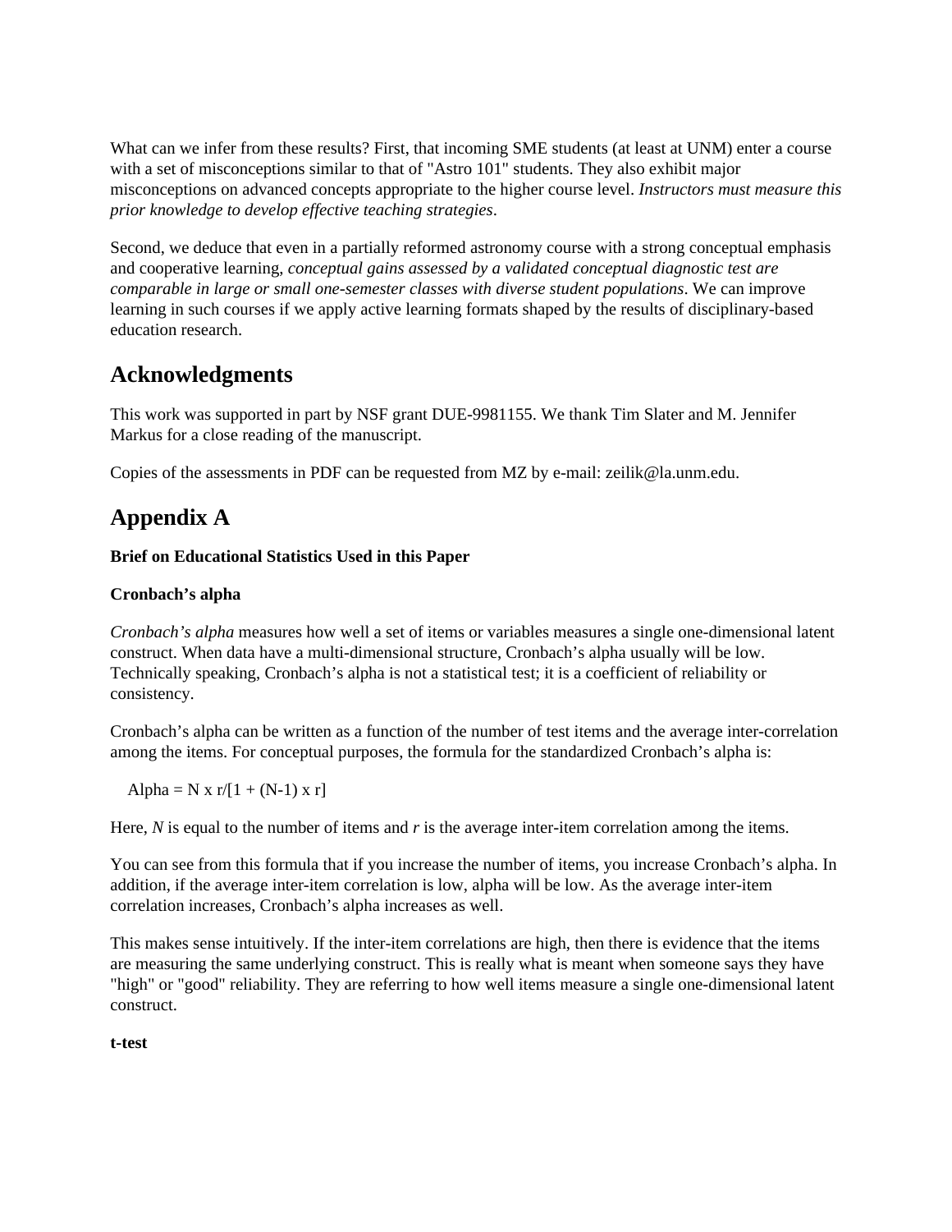What can we infer from these results? First, that incoming SME students (at least at UNM) enter a course with a set of misconceptions similar to that of "Astro 101" students. They also exhibit major misconceptions on advanced concepts appropriate to the higher course level. *Instructors must measure this prior knowledge to develop effective teaching strategies*.

Second, we deduce that even in a partially reformed astronomy course with a strong conceptual emphasis and cooperative learning, *conceptual gains assessed by a validated conceptual diagnostic test are comparable in large or small one-semester classes with diverse student populations*. We can improve learning in such courses if we apply active learning formats shaped by the results of disciplinary-based education research.

## Acknowledgments

This work was supported in part by NSF grant DUE-9981155. We thank Tim Slater and M. Jennifer Markus for a close reading of the manuscript.

Copies of the assessments in PDF can be requested from MZ by e-mail: zeilik@la.unm.edu.

## Appendix A

**Brief on Educational Statistics Used in this Paper**

**Cronbach's alpha**

*Cronbach's alpha* measures how well a set of items or variables measures a single one-dimensional latent construct. When data have a multi-dimensional structure, Cronbach's alpha usually will be low. Technically speaking, Cronbach's alpha is not a statistical test; it is a coefficient of reliability or consistency.

Cronbach's alpha can be written as a function of the number of test items and the average inter-correlation among the items. For conceptual purposes, the formula for the standardized Cronbach's alpha is:

$$\text{Alpha} = N \times r/[1 + (N-1) \times r]$$

Here, $N$ is equal to the number of items and $r$ is the average inter-item correlation among the items.

You can see from this formula that if you increase the number of items, you increase Cronbach's alpha. In addition, if the average inter-item correlation is low, alpha will be low. As the average inter-item correlation increases, Cronbach's alpha increases as well.

This makes sense intuitively. If the inter-item correlations are high, then there is evidence that the items are measuring the same underlying construct. This is really what is meant when someone says they have "high" or "good" reliability. They are referring to how well items measure a single one-dimensional latent construct.

**t-test**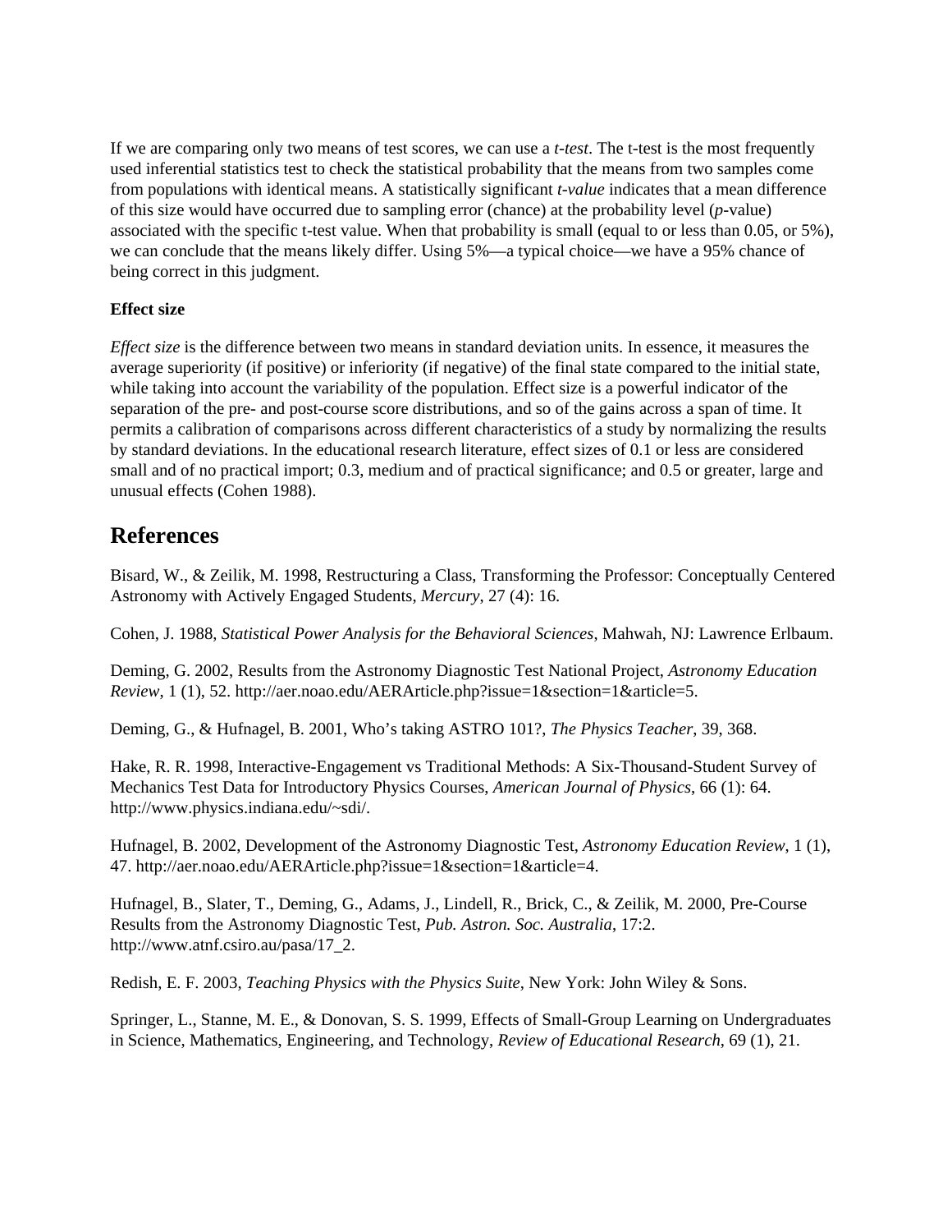If we are comparing only two means of test scores, we can use a *t-test*. The t-test is the most frequently used inferential statistics test to check the statistical probability that the means from two samples come from populations with identical means. A statistically significant *t-value* indicates that a mean difference of this size would have occurred due to sampling error (chance) at the probability level (*p*-value) associated with the specific t-test value. When that probability is small (equal to or less than 0.05, or 5%), we can conclude that the means likely differ. Using 5%—a typical choice—we have a 95% chance of being correct in this judgment.

**Effect size**

*Effect size* is the difference between two means in standard deviation units. In essence, it measures the average superiority (if positive) or inferiority (if negative) of the final state compared to the initial state, while taking into account the variability of the population. Effect size is a powerful indicator of the separation of the pre- and post-course score distributions, and so of the gains across a span of time. It permits a calibration of comparisons across different characteristics of a study by normalizing the results by standard deviations. In the educational research literature, effect sizes of 0.1 or less are considered small and of no practical import; 0.3, medium and of practical significance; and 0.5 or greater, large and unusual effects (Cohen 1988).

## References

Bisard, W., & Zeilik, M. 1998, Restructuring a Class, Transforming the Professor: Conceptually Centered Astronomy with Actively Engaged Students, *Mercury*, 27 (4): 16.

Cohen, J. 1988, *Statistical Power Analysis for the Behavioral Sciences*, Mahwah, NJ: Lawrence Erlbaum.

Deming, G. 2002, Results from the Astronomy Diagnostic Test National Project, *Astronomy Education Review*, 1 (1), 52. http://aer.noao.edu/AERArticle.php?issue=1&section=1&article=5.

Deming, G., & Hufnagel, B. 2001, Who's taking ASTRO 101?, *The Physics Teacher*, 39, 368.

Hake, R. R. 1998, Interactive-Engagement vs Traditional Methods: A Six-Thousand-Student Survey of Mechanics Test Data for Introductory Physics Courses, *American Journal of Physics*, 66 (1): 64. http://www.physics.indiana.edu/~sdi/.

Hufnagel, B. 2002, Development of the Astronomy Diagnostic Test, *Astronomy Education Review*, 1 (1), 47. http://aer.noao.edu/AERArticle.php?issue=1&section=1&article=4.

Hufnagel, B., Slater, T., Deming, G., Adams, J., Lindell, R., Brick, C., & Zeilik, M. 2000, Pre-Course Results from the Astronomy Diagnostic Test, *Pub. Astron. Soc. Australia*, 17:2. http://www.atnf.csiro.au/pasa/17_2.

Redish, E. F. 2003, *Teaching Physics with the Physics Suite*, New York: John Wiley & Sons.

Springer, L., Stanne, M. E., & Donovan, S. S. 1999, Effects of Small-Group Learning on Undergraduates in Science, Mathematics, Engineering, and Technology, *Review of Educational Research*, 69 (1), 21.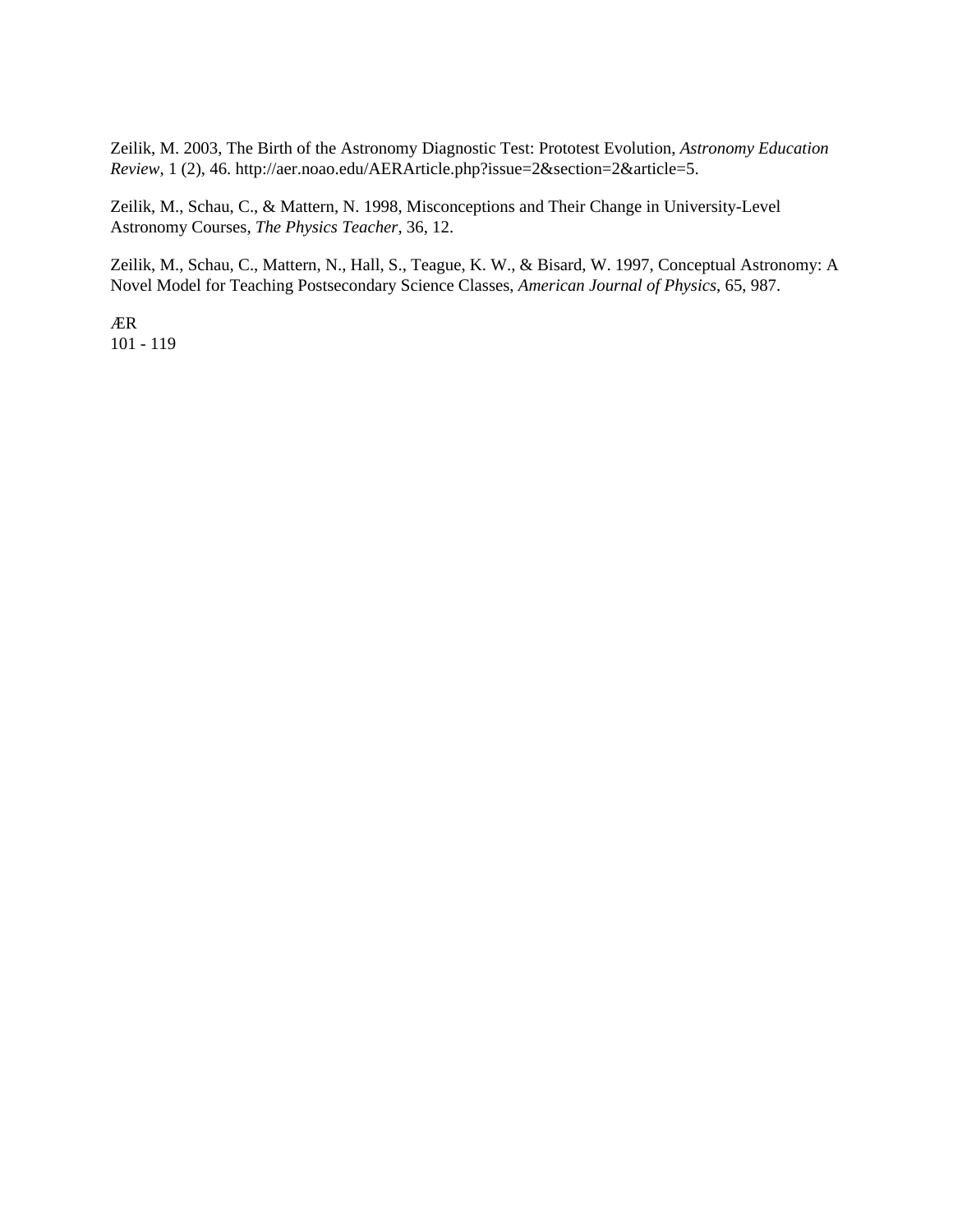Zeilik, M. 2003, The Birth of the Astronomy Diagnostic Test: Prototest Evolution, *Astronomy Education Review*, 1 (2), 46. http://aer.noao.edu/AERArticle.php?issue=2&section=2&article=5.

Zeilik, M., Schau, C., & Mattern, N. 1998, Misconceptions and Their Change in University-Level Astronomy Courses, *The Physics Teacher*, 36, 12.

Zeilik, M., Schau, C., Mattern, N., Hall, S., Teague, K. W., & Bisard, W. 1997, Conceptual Astronomy: A Novel Model for Teaching Postsecondary Science Classes, *American Journal of Physics*, 65, 987.